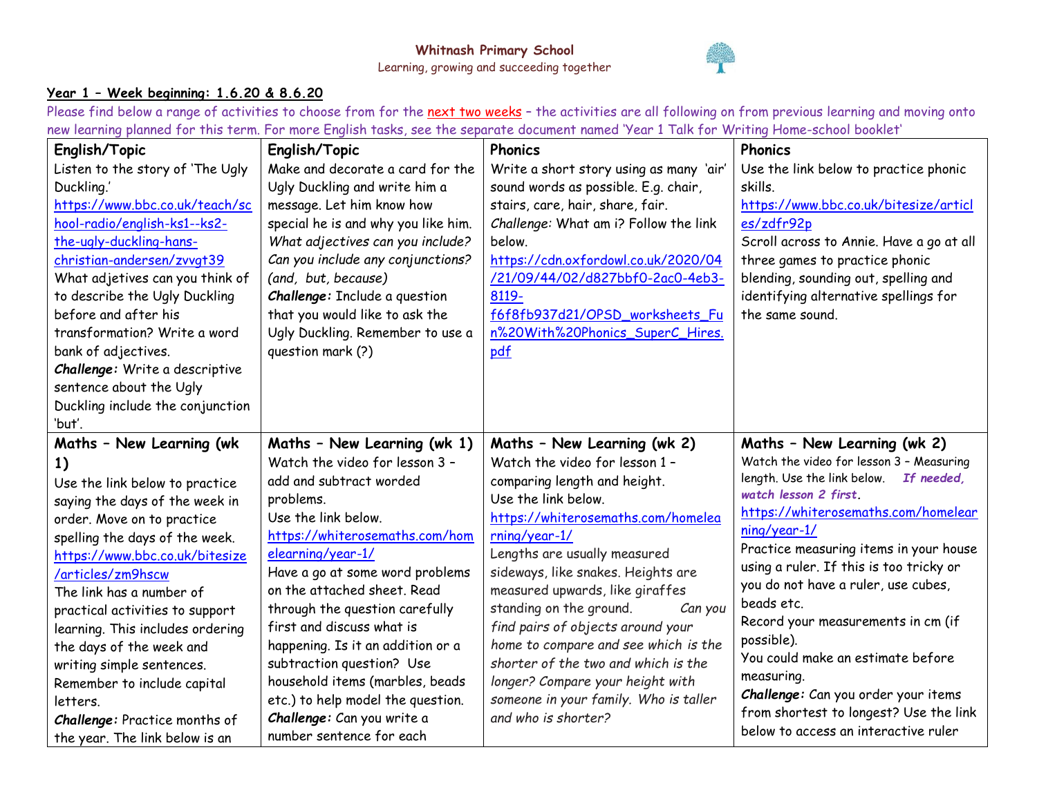**Whitnash Primary School**

Learning, growing and succeeding together

**Year 1 – Week beginning: 1.6.20 & 8.6.20**

Please find below a range of activities to choose from for the next two weeks – the activities are all following on from previous learning and moving onto new learning planned for this term. For more English tasks, see the separate document named 'Year 1 Talk for Writing Home-school booklet'

| **English/Topic** | **English/Topic** | **Phonics** | **Phonics** |
|---|---|---|---|
| Listen to the story of 'The Ugly Duckling.' https://www.bbc.co.uk/teach/school-radio/english-ks1--ks2-the-ugly-duckling-hans-christian-andersen/zvvgt39 What adjetives can you think of to describe the Ugly Duckling before and after his transformation? Write a word bank of adjectives. ***Challenge:*** Write a descriptive sentence about the Ugly Duckling include the conjunction 'but'. | Make and decorate a card for the Ugly Duckling and write him a message. Let him know how special he is and why you like him. *What adjectives can you include? Can you include any conjunctions? (and, but, because)* ***Challenge:*** Include a question that you would like to ask the Ugly Duckling. Remember to use a question mark (?) | Write a short story using as many 'air' sound words as possible. E.g. chair, stairs, care, hair, share, fair. *Challenge:* What am i? Follow the link below. https://cdn.oxfordowl.co.uk/2020/04/21/09/44/02/d827bbf0-2ac0-4eb3-8119-f6f8fb937d21/OPSD_worksheets_Fun%20With%20Phonics_SuperC_Hires.pdf | Use the link below to practice phonic skills. https://www.bbc.co.uk/bitesize/articles/zdfr92p Scroll across to Annie. Have a go at all three games to practice phonic blending, sounding out, spelling and identifying alternative spellings for the same sound. |
| **Maths – New Learning (wk 1)** Use the link below to practice saying the days of the week in order. Move on to practice spelling the days of the week. https://www.bbc.co.uk/bitesize/articles/zm9hscw The link has a number of practical activities to support learning. This includes ordering the days of the week and writing simple sentences. Remember to include capital letters. ***Challenge:*** Practice months of the year. The link below is an | **Maths – New Learning (wk 1)** Watch the video for lesson 3 – add and subtract worded problems. Use the link below. https://whiterosemaths.com/homelearning/year-1/ Have a go at some word problems on the attached sheet. Read through the question carefully first and discuss what is happening. Is it an addition or a subtraction question? Use household items (marbles, beads etc.) to help model the question. ***Challenge:*** Can you write a number sentence for each | **Maths – New Learning (wk 2)** Watch the video for lesson 1 – comparing length and height. Use the link below. https://whiterosemaths.com/homelearning/year-1/ Lengths are usually measured sideways, like snakes. Heights are measured upwards, like giraffes standing on the ground. *Can you find pairs of objects around your home to compare and see which is the shorter of the two and which is the longer? Compare your height with someone in your family. Who is taller and who is shorter?* | **Maths – New Learning (wk 2)** Watch the video for lesson 3 – Measuring length. Use the link below. ***If needed, watch lesson 2 first.*** https://whiterosemaths.com/homelearning/year-1/ Practice measuring items in your house using a ruler. If this is too tricky or you do not have a ruler, use cubes, beads etc. Record your measurements in cm (if possible). You could make an estimate before measuring. ***Challenge:*** Can you order your items from shortest to longest? Use the link below to access an interactive ruler |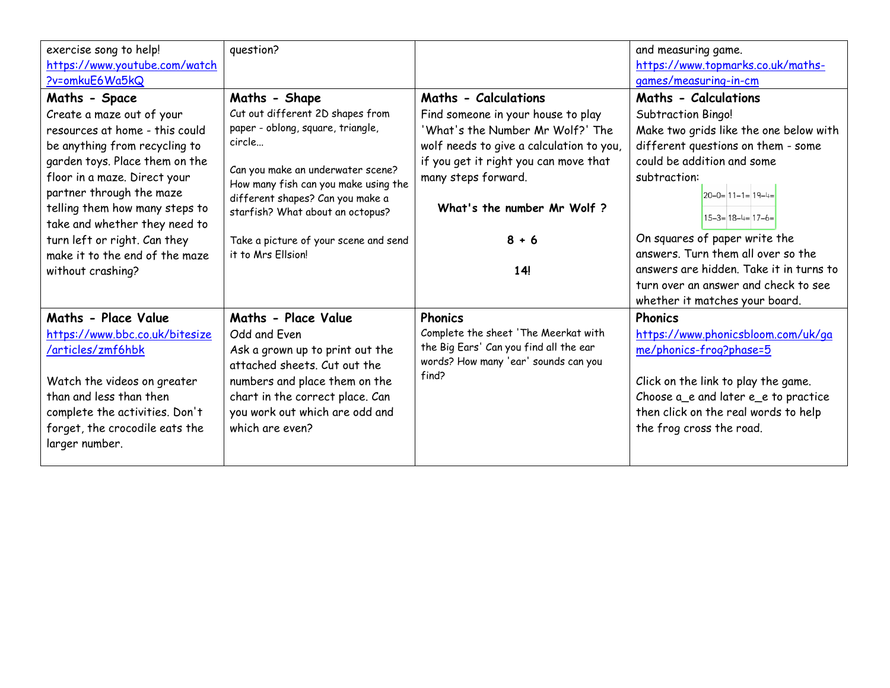| exercise song to help! https://www.youtube.com/watch?v=omkuE6Wa5kQ | question? | | and measuring game. https://www.topmarks.co.uk/maths-games/measuring-in-cm |
|---|---|---|---|
| **Maths - Space** Create a maze out of your resources at home - this could be anything from recycling to garden toys. Place them on the floor in a maze. Direct your partner through the maze telling them how many steps to take and whether they need to turn left or right. Can they make it to the end of the maze without crashing? | **Maths - Shape** Cut out different 2D shapes from paper - oblong, square, triangle, circle... <br><br>Can you make an underwater scene? How many fish can you make using the different shapes? Can you make a starfish? What about an octopus? <br><br>Take a picture of your scene and send it to Mrs Ellsion! | **Maths - Calculations** Find someone in your house to play 'What's the Number Mr Wolf?' The wolf needs to give a calculation to you, if you get it right you can move that many steps forward. <br><br>**What's the number Mr Wolf ?** <br><br>**8 + 6** <br><br>**14!** | **Maths - Calculations** Subtraction Bingo! Make two grids like the one below with different questions on them - some could be addition and some subtraction: <br><br>20−0= \| 11−1= \| 19−4= <br>15−3= \| 18−4= \| 17−6= <br><br>On squares of paper write the answers. Turn them all over so the answers are hidden. Take it in turns to turn over an answer and check to see whether it matches your board. |
| **Maths - Place Value** https://www.bbc.co.uk/bitesize/articles/zmf6hbk <br><br>Watch the videos on greater than and less than then complete the activities. Don't forget, the crocodile eats the larger number. | **Maths - Place Value** Odd and Even Ask a grown up to print out the attached sheets. Cut out the numbers and place them on the chart in the correct place. Can you work out which are odd and which are even? | **Phonics** Complete the sheet 'The Meerkat with the Big Ears' Can you find all the ear words? How many 'ear' sounds can you find? | **Phonics** https://www.phonicsbloom.com/uk/game/phonics-frog?phase=5 <br><br>Click on the link to play the game. Choose a_e and later e_e to practice then click on the real words to help the frog cross the road. |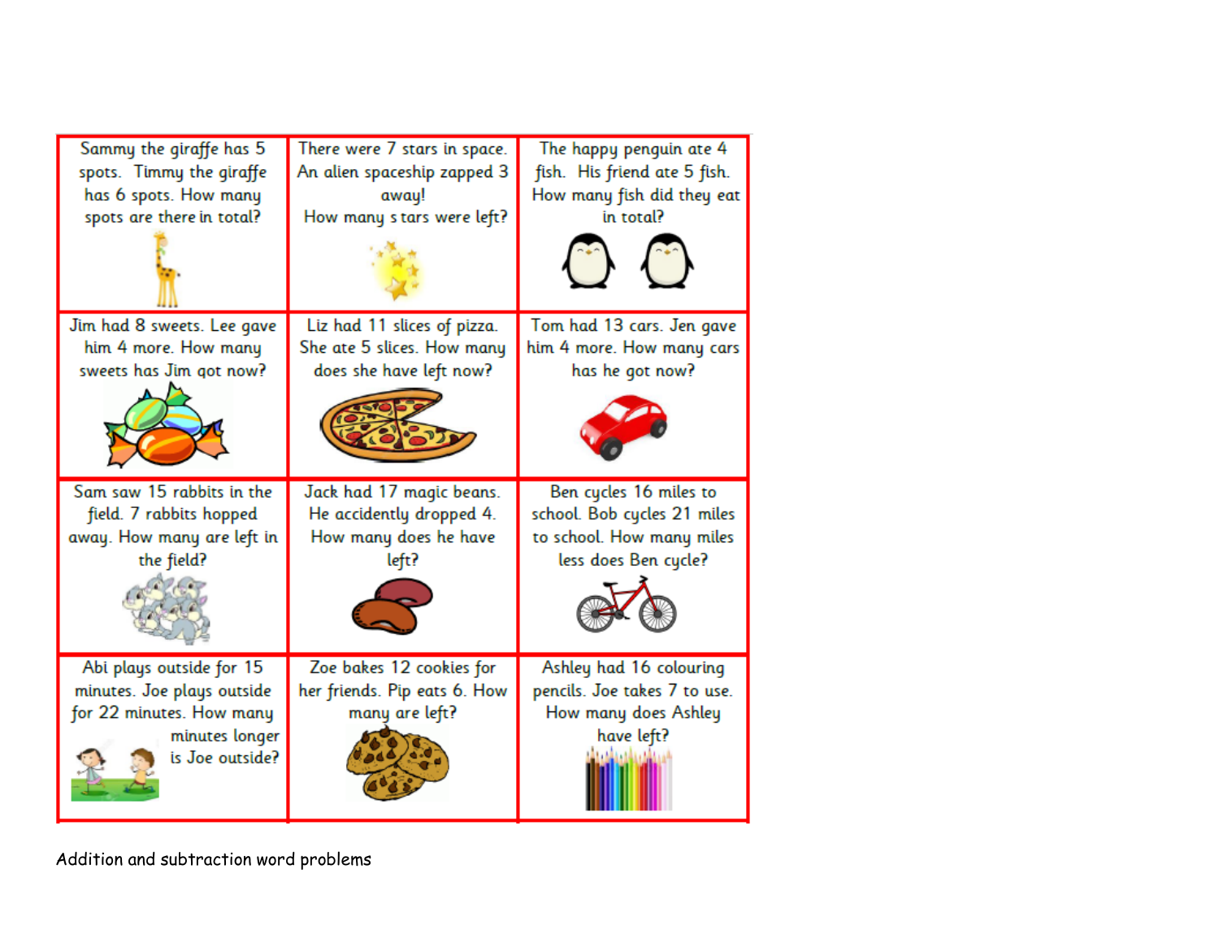| | | |
|---|---|---|
| Sammy the giraffe has 5 spots. Timmy the giraffe has 6 spots. How many spots are there in total? | There were 7 stars in space. An alien spaceship zapped 3 away! How many s tars were left? | The happy penguin ate 4 fish. His friend ate 5 fish. How many fish did they eat in total? |
| Jim had 8 sweets. Lee gave him 4 more. How many sweets has Jim got now? | Liz had 11 slices of pizza. She ate 5 slices. How many does she have left now? | Tom had 13 cars. Jen gave him 4 more. How many cars has he got now? |
| Sam saw 15 rabbits in the field. 7 rabbits hopped away. How many are left in the field? | Jack had 17 magic beans. He accidently dropped 4. How many does he have left? | Ben cycles 16 miles to school. Bob cycles 21 miles to school. How many miles less does Ben cycle? |
| Abi plays outside for 15 minutes. Joe plays outside for 22 minutes. How many minutes longer is Joe outside? | Zoe bakes 12 cookies for her friends. Pip eats 6. How many are left? | Ashley had 16 colouring pencils. Joe takes 7 to use. How many does Ashley have left? |

Addition and subtraction word problems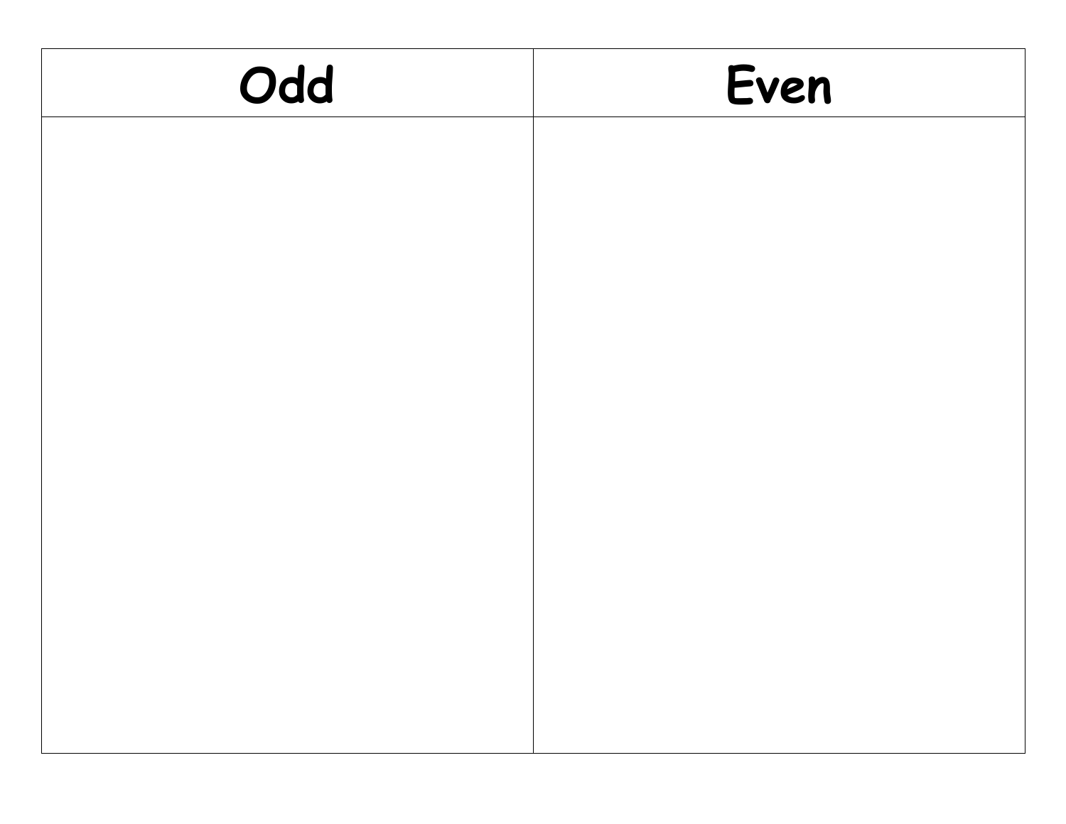| Odd | Even |
| --- | --- |
| | |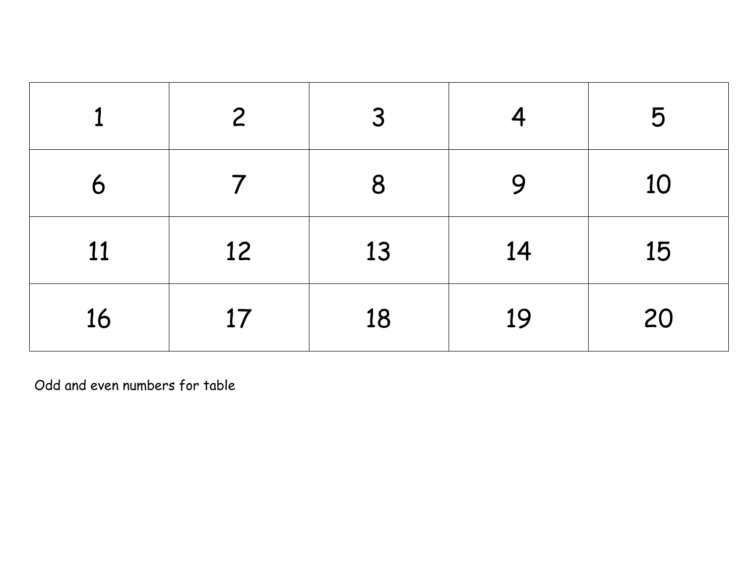| 1 | 2 | 3 | 4 | 5 |
|---|---|---|---|---|
| 6 | 7 | 8 | 9 | 10 |
| 11 | 12 | 13 | 14 | 15 |
| 16 | 17 | 18 | 19 | 20 |

Odd and even numbers for table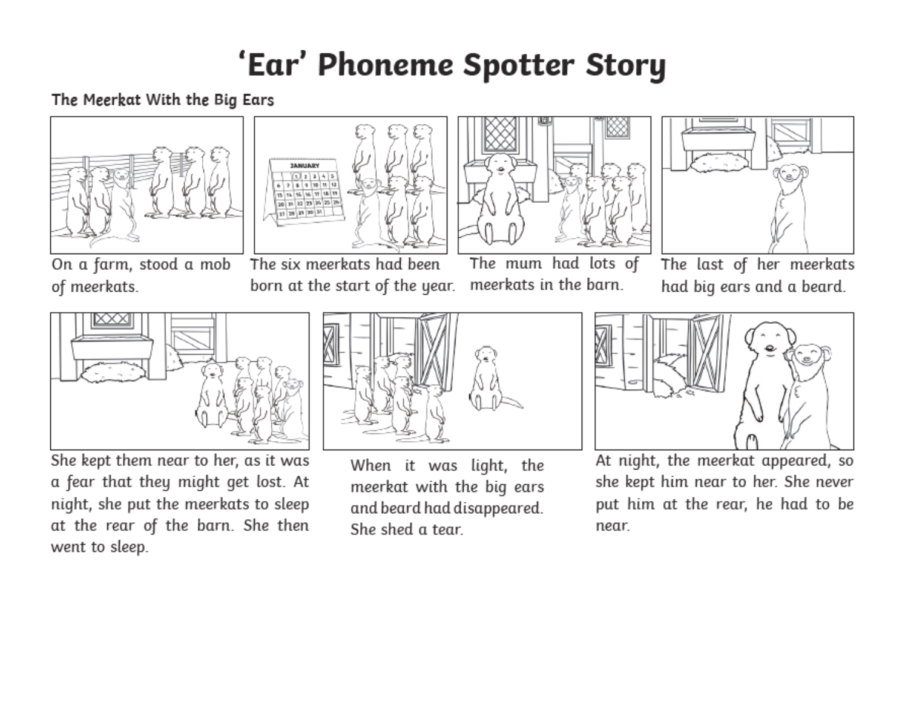# 'Ear' Phoneme Spotter Story

**The Meerkat With the Big Ears**

On a farm, stood a mob of meerkats.

The six meerkats had been born at the start of the year.

The mum had lots of meerkats in the barn.

The last of her meerkats had big ears and a beard.

She kept them near to her, as it was a fear that they might get lost. At night, she put the meerkats to sleep at the rear of the barn. She then went to sleep.

When it was light, the meerkat with the big ears and beard had disappeared. She shed a tear.

At night, the meerkat appeared, so she kept him near to her. She never put him at the rear, he had to be near.